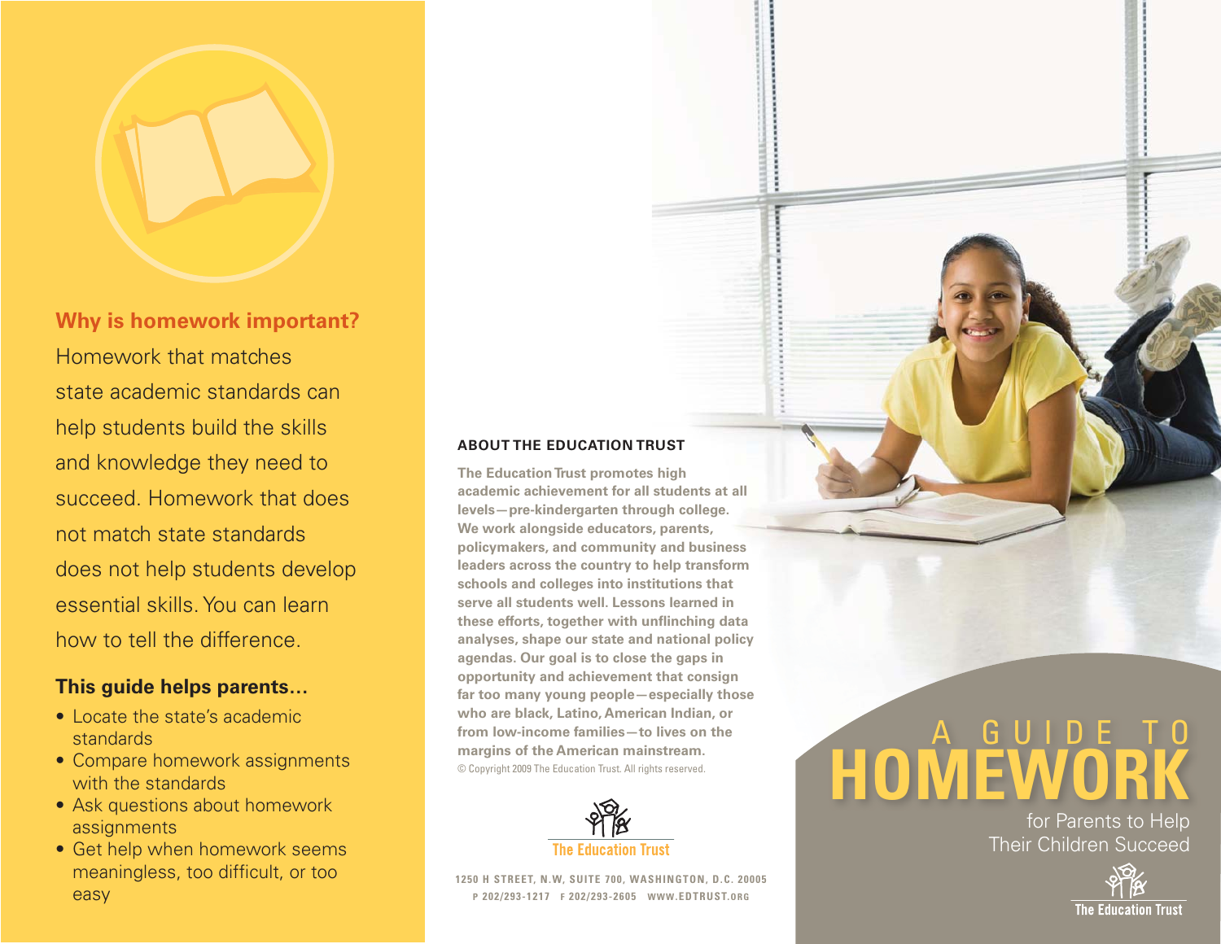## Why is homework important?

Homework that matches state academic standards can help students build the skills and knowledge they need to succeed. Homework that does not match state standards does not help students develop essential skills. You can learn how to tell the difference.

### This guide helps parents…

- Locate the state's academic standards
- Compare homework assignments with the standards
- Ask questions about homework assignments
- Get help when homework seems meaningless, too difficult, or too easy

### ABOUT THE EDUCATION TRUST

**The Education Trust promotes high academic achievement for all students at all levels—pre-kindergarten through college. We work alongside educators, parents, policymakers, and community and business leaders across the country to help transform schools and colleges into institutions that serve all students well. Lessons learned in these efforts, together with unflinching data analyses, shape our state and national policy agendas. Our goal is to close the gaps in opportunity and achievement that consign far too many young people—especially those who are black, Latino, American Indian, or from low-income families—to lives on the margins of the American mainstream.**

© Copyright 2009 The Education Trust. All rights reserved.

The Education Trust

1250 H STREET, N.W, SUITE 700, WASHINGTON, D.C. 20005
P 202/293-1217 F 202/293-2605 WWW.EDTRUST.ORG

# A GUIDE TO HOMEWORK

for Parents to Help Their Children Succeed

The Education Trust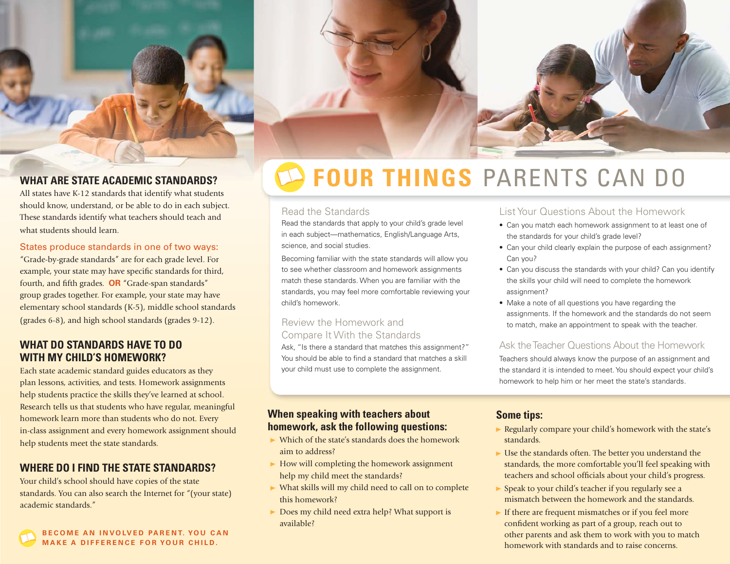## WHAT ARE STATE ACADEMIC STANDARDS?

All states have K-12 standards that identify what students should know, understand, or be able to do in each subject. These standards identify what teachers should teach and what students should learn.

### States produce standards in one of two ways:

"Grade-by-grade standards" are for each grade level. For example, your state may have specific standards for third, fourth, and fifth grades. **OR** "Grade-span standards" group grades together. For example, your state may have elementary school standards (K-5), middle school standards (grades 6-8), and high school standards (grades 9-12).

## WHAT DO STANDARDS HAVE TO DO WITH MY CHILD'S HOMEWORK?

Each state academic standard guides educators as they plan lessons, activities, and tests. Homework assignments help students practice the skills they've learned at school. Research tells us that students who have regular, meaningful homework learn more than students who do not. Every in-class assignment and every homework assignment should help students meet the state standards.

## WHERE DO I FIND THE STATE STANDARDS?

Your child's school should have copies of the state standards. You can also search the Internet for "(your state) academic standards."

**BECOME AN INVOLVED PARENT. YOU CAN MAKE A DIFFERENCE FOR YOUR CHILD.**

# FOUR THINGS PARENTS CAN DO

### Read the Standards

Read the standards that apply to your child's grade level in each subject—mathematics, English/Language Arts, science, and social studies.

Becoming familiar with the state standards will allow you to see whether classroom and homework assignments match these standards. When you are familiar with the standards, you may feel more comfortable reviewing your child's homework.

### Review the Homework and Compare It With the Standards

Ask, "Is there a standard that matches this assignment?" You should be able to find a standard that matches a skill your child must use to complete the assignment.

### List Your Questions About the Homework

- Can you match each homework assignment to at least one of the standards for your child's grade level?
- Can your child clearly explain the purpose of each assignment? Can you?
- Can you discuss the standards with your child? Can you identify the skills your child will need to complete the homework assignment?
- Make a note of all questions you have regarding the assignments. If the homework and the standards do not seem to match, make an appointment to speak with the teacher.

### Ask the Teacher Questions About the Homework

Teachers should always know the purpose of an assignment and the standard it is intended to meet. You should expect your child's homework to help him or her meet the state's standards.

### When speaking with teachers about homework, ask the following questions:

- Which of the state's standards does the homework aim to address?
- How will completing the homework assignment help my child meet the standards?
- What skills will my child need to call on to complete this homework?
- Does my child need extra help? What support is available?

### Some tips:

- Regularly compare your child's homework with the state's standards.
- Use the standards often. The better you understand the standards, the more comfortable you'll feel speaking with teachers and school officials about your child's progress.
- Speak to your child's teacher if you regularly see a mismatch between the homework and the standards.
- If there are frequent mismatches or if you feel more confident working as part of a group, reach out to other parents and ask them to work with you to match homework with standards and to raise concerns.